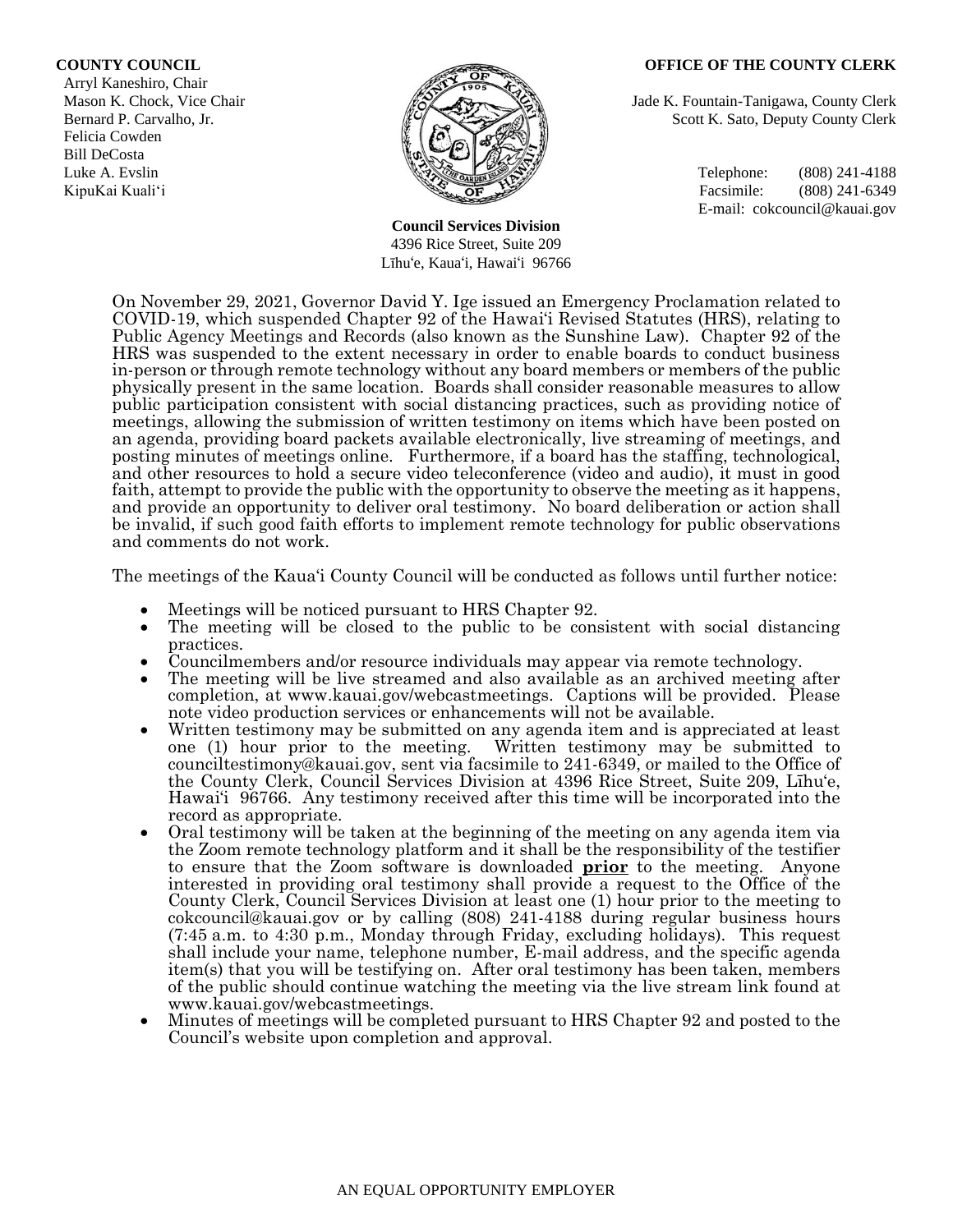**COUNTY COUNCIL**
Arryl Kaneshiro, Chair
Mason K. Chock, Vice Chair
Bernard P. Carvalho, Jr.
Felicia Cowden
Bill DeCosta
Luke A. Evslin
KipuKai Kuali'i

**OFFICE OF THE COUNTY CLERK**
Jade K. Fountain-Tanigawa, County Clerk
Scott K. Sato, Deputy County Clerk

Telephone: (808) 241-4188
Facsimile: (808) 241-6349
E-mail: cokcouncil@kauai.gov

**Council Services Division**
4396 Rice Street, Suite 209
Līhu'e, Kaua'i, Hawai'i 96766

On November 29, 2021, Governor David Y. Ige issued an Emergency Proclamation related to COVID-19, which suspended Chapter 92 of the Hawai'i Revised Statutes (HRS), relating to Public Agency Meetings and Records (also known as the Sunshine Law). Chapter 92 of the HRS was suspended to the extent necessary in order to enable boards to conduct business in-person or through remote technology without any board members or members of the public physically present in the same location. Boards shall consider reasonable measures to allow public participation consistent with social distancing practices, such as providing notice of meetings, allowing the submission of written testimony on items which have been posted on an agenda, providing board packets available electronically, live streaming of meetings, and posting minutes of meetings online. Furthermore, if a board has the staffing, technological, and other resources to hold a secure video teleconference (video and audio), it must in good faith, attempt to provide the public with the opportunity to observe the meeting as it happens, and provide an opportunity to deliver oral testimony. No board deliberation or action shall be invalid, if such good faith efforts to implement remote technology for public observations and comments do not work.

The meetings of the Kaua'i County Council will be conducted as follows until further notice:

- Meetings will be noticed pursuant to HRS Chapter 92.
- The meeting will be closed to the public to be consistent with social distancing practices.
- Councilmembers and/or resource individuals may appear via remote technology.
- The meeting will be live streamed and also available as an archived meeting after completion, at www.kauai.gov/webcastmeetings. Captions will be provided. Please note video production services or enhancements will not be available.
- Written testimony may be submitted on any agenda item and is appreciated at least one (1) hour prior to the meeting. Written testimony may be submitted to counciltestimony@kauai.gov, sent via facsimile to 241-6349, or mailed to the Office of the County Clerk, Council Services Division at 4396 Rice Street, Suite 209, Līhu'e, Hawai'i 96766. Any testimony received after this time will be incorporated into the record as appropriate.
- Oral testimony will be taken at the beginning of the meeting on any agenda item via the Zoom remote technology platform and it shall be the responsibility of the testifier to ensure that the Zoom software is downloaded **prior** to the meeting. Anyone interested in providing oral testimony shall provide a request to the Office of the County Clerk, Council Services Division at least one (1) hour prior to the meeting to cokcouncil@kauai.gov or by calling (808) 241-4188 during regular business hours (7:45 a.m. to 4:30 p.m., Monday through Friday, excluding holidays). This request shall include your name, telephone number, E-mail address, and the specific agenda item(s) that you will be testifying on. After oral testimony has been taken, members of the public should continue watching the meeting via the live stream link found at www.kauai.gov/webcastmeetings.
- Minutes of meetings will be completed pursuant to HRS Chapter 92 and posted to the Council's website upon completion and approval.

AN EQUAL OPPORTUNITY EMPLOYER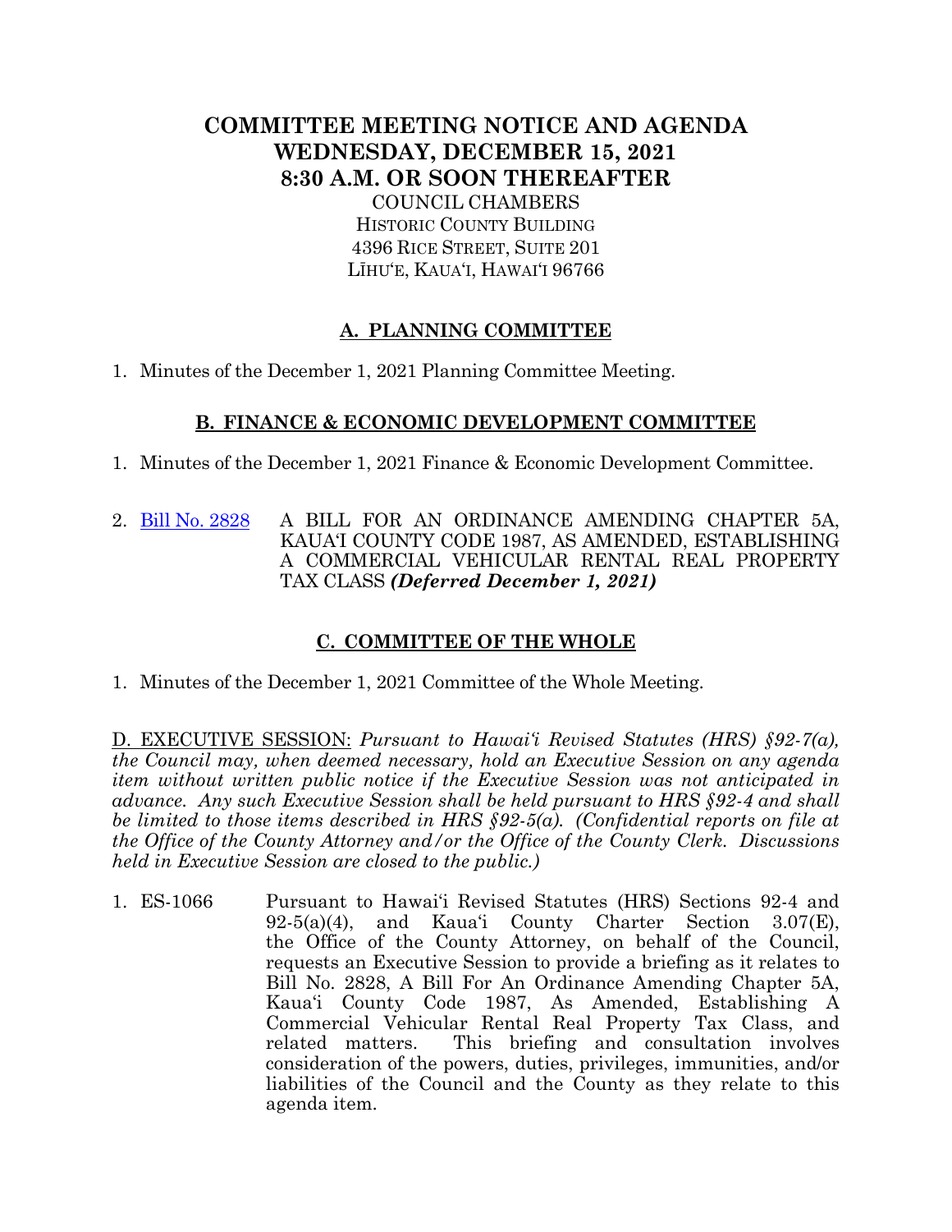# COMMITTEE MEETING NOTICE AND AGENDA
# WEDNESDAY, DECEMBER 15, 2021
# 8:30 A.M. OR SOON THEREAFTER

COUNCIL CHAMBERS
HISTORIC COUNTY BUILDING
4396 RICE STREET, SUITE 201
LĪHUʻE, KAUAʻI, HAWAIʻI 96766

## A. PLANNING COMMITTEE

1. Minutes of the December 1, 2021 Planning Committee Meeting.

## B. FINANCE & ECONOMIC DEVELOPMENT COMMITTEE

1. Minutes of the December 1, 2021 Finance & Economic Development Committee.

2. Bill No. 2828 A BILL FOR AN ORDINANCE AMENDING CHAPTER 5A, KAUAʻI COUNTY CODE 1987, AS AMENDED, ESTABLISHING A COMMERCIAL VEHICULAR RENTAL REAL PROPERTY TAX CLASS ***(Deferred December 1, 2021)***

## C. COMMITTEE OF THE WHOLE

1. Minutes of the December 1, 2021 Committee of the Whole Meeting.

D. EXECUTIVE SESSION: *Pursuant to Hawaiʻi Revised Statutes (HRS) §92-7(a), the Council may, when deemed necessary, hold an Executive Session on any agenda item without written public notice if the Executive Session was not anticipated in advance. Any such Executive Session shall be held pursuant to HRS §92-4 and shall be limited to those items described in HRS §92-5(a). (Confidential reports on file at the Office of the County Attorney and/or the Office of the County Clerk. Discussions held in Executive Session are closed to the public.)*

1. ES-1066 Pursuant to Hawaiʻi Revised Statutes (HRS) Sections 92-4 and 92-5(a)(4), and Kauaʻi County Charter Section 3.07(E), the Office of the County Attorney, on behalf of the Council, requests an Executive Session to provide a briefing as it relates to Bill No. 2828, A Bill For An Ordinance Amending Chapter 5A, Kauaʻi County Code 1987, As Amended, Establishing A Commercial Vehicular Rental Real Property Tax Class, and related matters. This briefing and consultation involves consideration of the powers, duties, privileges, immunities, and/or liabilities of the Council and the County as they relate to this agenda item.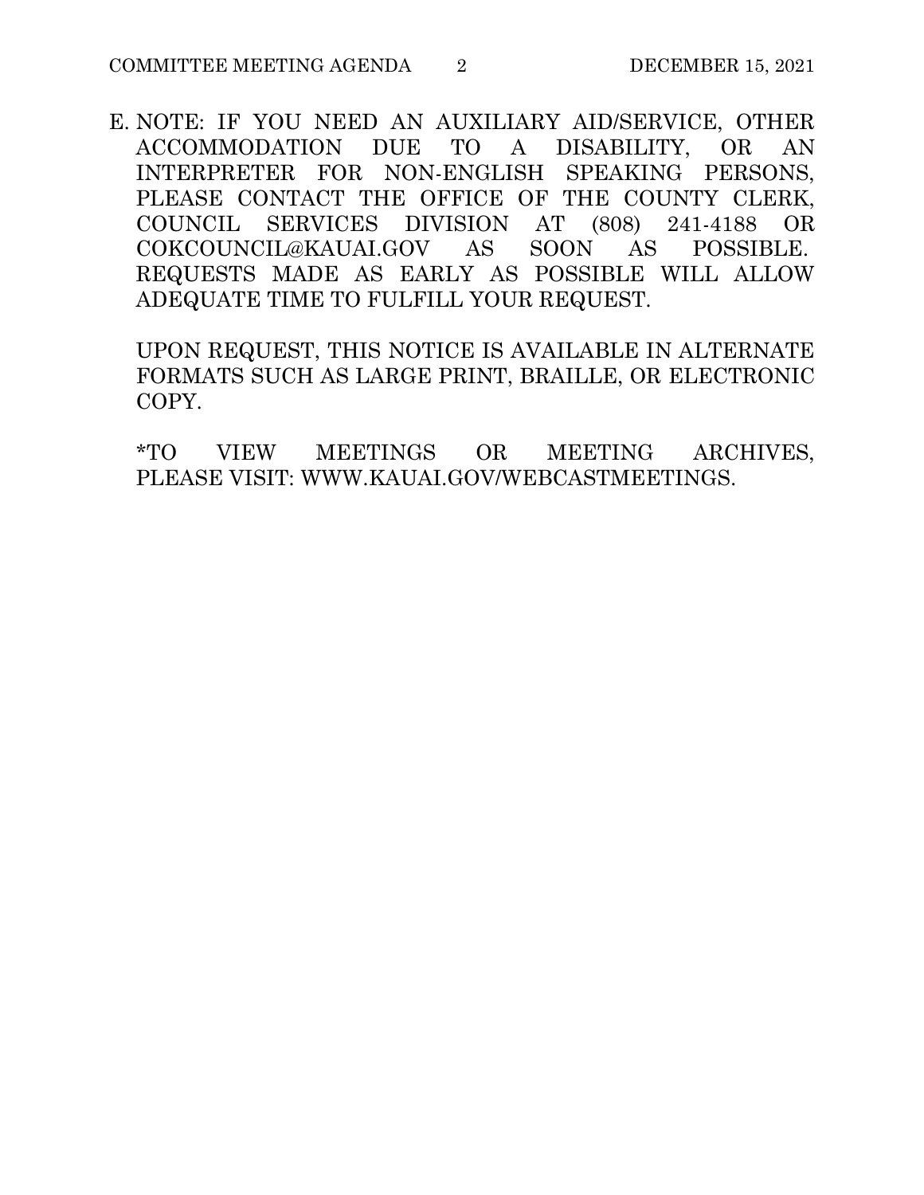E. NOTE: IF YOU NEED AN AUXILIARY AID/SERVICE, OTHER ACCOMMODATION DUE TO A DISABILITY, OR AN INTERPRETER FOR NON-ENGLISH SPEAKING PERSONS, PLEASE CONTACT THE OFFICE OF THE COUNTY CLERK, COUNCIL SERVICES DIVISION AT (808) 241-4188 OR COKCOUNCIL@KAUAI.GOV AS SOON AS POSSIBLE. REQUESTS MADE AS EARLY AS POSSIBLE WILL ALLOW ADEQUATE TIME TO FULFILL YOUR REQUEST.

   UPON REQUEST, THIS NOTICE IS AVAILABLE IN ALTERNATE FORMATS SUCH AS LARGE PRINT, BRAILLE, OR ELECTRONIC COPY.

   *TO VIEW MEETINGS OR MEETING ARCHIVES, PLEASE VISIT: WWW.KAUAI.GOV/WEBCASTMEETINGS.